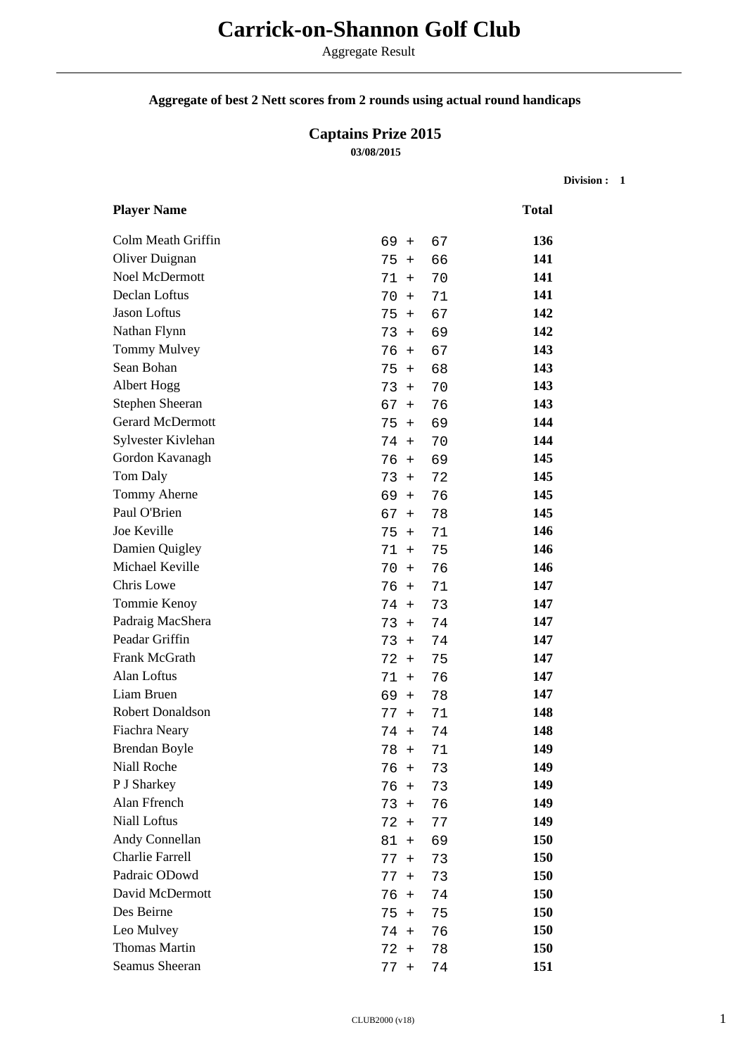# Carrick-on-Shannon Golf Club

Aggregate Result

**Aggregate of best 2 Nett scores from 2 rounds using actual round handicaps**

## Captains Prize 2015

**03/08/2015**

**Division : 1**

| Player Name | | Total |
|---|---|---|
| Colm Meath Griffin | 69 + 67 | **136** |
| Oliver Duignan | 75 + 66 | **141** |
| Noel McDermott | 71 + 70 | **141** |
| Declan Loftus | 70 + 71 | **141** |
| Jason Loftus | 75 + 67 | **142** |
| Nathan Flynn | 73 + 69 | **142** |
| Tommy Mulvey | 76 + 67 | **143** |
| Sean Bohan | 75 + 68 | **143** |
| Albert Hogg | 73 + 70 | **143** |
| Stephen Sheeran | 67 + 76 | **143** |
| Gerard McDermott | 75 + 69 | **144** |
| Sylvester Kivlehan | 74 + 70 | **144** |
| Gordon Kavanagh | 76 + 69 | **145** |
| Tom Daly | 73 + 72 | **145** |
| Tommy Aherne | 69 + 76 | **145** |
| Paul O'Brien | 67 + 78 | **145** |
| Joe Keville | 75 + 71 | **146** |
| Damien Quigley | 71 + 75 | **146** |
| Michael Keville | 70 + 76 | **146** |
| Chris Lowe | 76 + 71 | **147** |
| Tommie Kenoy | 74 + 73 | **147** |
| Padraig MacShera | 73 + 74 | **147** |
| Peadar Griffin | 73 + 74 | **147** |
| Frank McGrath | 72 + 75 | **147** |
| Alan Loftus | 71 + 76 | **147** |
| Liam Bruen | 69 + 78 | **147** |
| Robert Donaldson | 77 + 71 | **148** |
| Fiachra Neary | 74 + 74 | **148** |
| Brendan Boyle | 78 + 71 | **149** |
| Niall Roche | 76 + 73 | **149** |
| P J Sharkey | 76 + 73 | **149** |
| Alan Ffrench | 73 + 76 | **149** |
| Niall Loftus | 72 + 77 | **149** |
| Andy Connellan | 81 + 69 | **150** |
| Charlie Farrell | 77 + 73 | **150** |
| Padraic ODowd | 77 + 73 | **150** |
| David McDermott | 76 + 74 | **150** |
| Des Beirne | 75 + 75 | **150** |
| Leo Mulvey | 74 + 76 | **150** |
| Thomas Martin | 72 + 78 | **150** |
| Seamus Sheeran | 77 + 74 | **151** |

CLUB2000 (v18)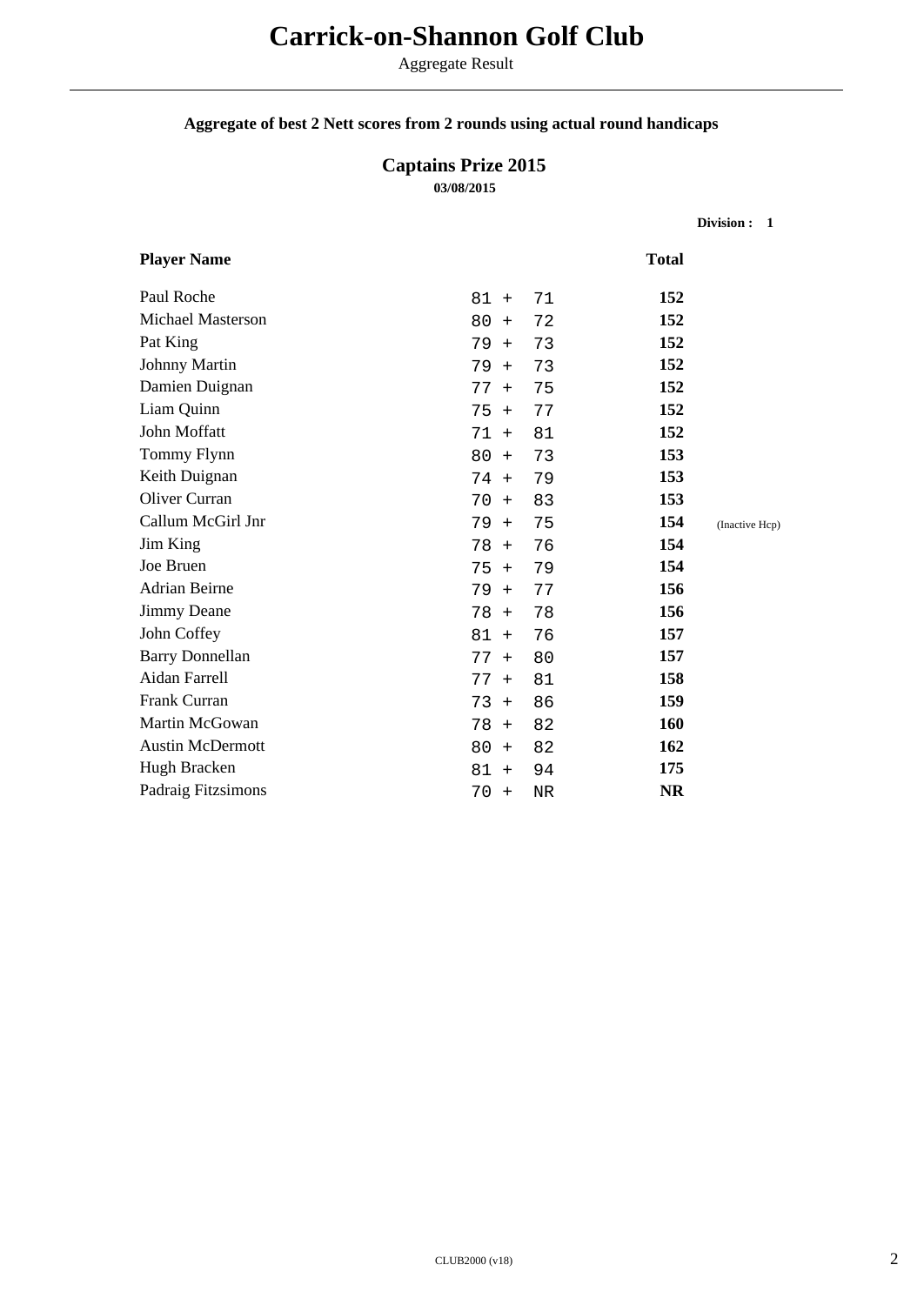# Carrick-on-Shannon Golf Club

Aggregate Result

**Aggregate of best 2 Nett scores from 2 rounds using actual round handicaps**

## Captains Prize 2015

**03/08/2015**

**Division : 1**

| Player Name | | Total | |
|---|---|---|---|
| Paul Roche | 81 + 71 | 152 | |
| Michael Masterson | 80 + 72 | 152 | |
| Pat King | 79 + 73 | 152 | |
| Johnny Martin | 79 + 73 | 152 | |
| Damien Duignan | 77 + 75 | 152 | |
| Liam Quinn | 75 + 77 | 152 | |
| John Moffatt | 71 + 81 | 152 | |
| Tommy Flynn | 80 + 73 | 153 | |
| Keith Duignan | 74 + 79 | 153 | |
| Oliver Curran | 70 + 83 | 153 | |
| Callum McGirl Jnr | 79 + 75 | 154 | (Inactive Hcp) |
| Jim King | 78 + 76 | 154 | |
| Joe Bruen | 75 + 79 | 154 | |
| Adrian Beirne | 79 + 77 | 156 | |
| Jimmy Deane | 78 + 78 | 156 | |
| John Coffey | 81 + 76 | 157 | |
| Barry Donnellan | 77 + 80 | 157 | |
| Aidan Farrell | 77 + 81 | 158 | |
| Frank Curran | 73 + 86 | 159 | |
| Martin McGowan | 78 + 82 | 160 | |
| Austin McDermott | 80 + 82 | 162 | |
| Hugh Bracken | 81 + 94 | 175 | |
| Padraig Fitzsimons | 70 + NR | NR | |

CLUB2000 (v18)